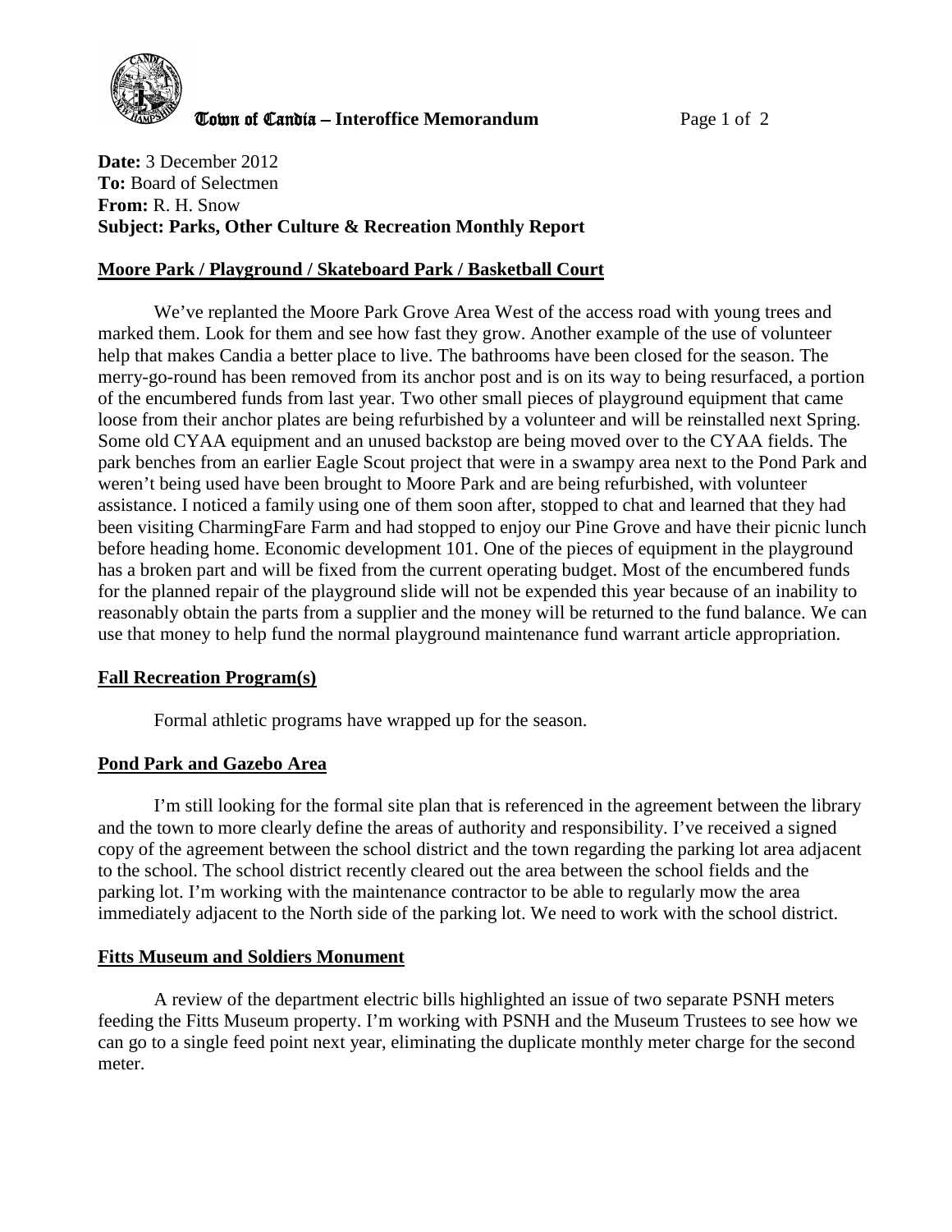**Town of Candia – Interoffice Memorandum**

**Date:** 3 December 2012
**To:** Board of Selectmen
**From:** R. H. Snow
**Subject: Parks, Other Culture & Recreation Monthly Report**

## Moore Park / Playground / Skateboard Park / Basketball Court

We've replanted the Moore Park Grove Area West of the access road with young trees and marked them. Look for them and see how fast they grow. Another example of the use of volunteer help that makes Candia a better place to live. The bathrooms have been closed for the season. The merry-go-round has been removed from its anchor post and is on its way to being resurfaced, a portion of the encumbered funds from last year. Two other small pieces of playground equipment that came loose from their anchor plates are being refurbished by a volunteer and will be reinstalled next Spring. Some old CYAA equipment and an unused backstop are being moved over to the CYAA fields. The park benches from an earlier Eagle Scout project that were in a swampy area next to the Pond Park and weren't being used have been brought to Moore Park and are being refurbished, with volunteer assistance. I noticed a family using one of them soon after, stopped to chat and learned that they had been visiting CharmingFare Farm and had stopped to enjoy our Pine Grove and have their picnic lunch before heading home. Economic development 101. One of the pieces of equipment in the playground has a broken part and will be fixed from the current operating budget. Most of the encumbered funds for the planned repair of the playground slide will not be expended this year because of an inability to reasonably obtain the parts from a supplier and the money will be returned to the fund balance. We can use that money to help fund the normal playground maintenance fund warrant article appropriation.

## Fall Recreation Program(s)

Formal athletic programs have wrapped up for the season.

## Pond Park and Gazebo Area

I'm still looking for the formal site plan that is referenced in the agreement between the library and the town to more clearly define the areas of authority and responsibility. I've received a signed copy of the agreement between the school district and the town regarding the parking lot area adjacent to the school. The school district recently cleared out the area between the school fields and the parking lot. I'm working with the maintenance contractor to be able to regularly mow the area immediately adjacent to the North side of the parking lot. We need to work with the school district.

## Fitts Museum and Soldiers Monument

A review of the department electric bills highlighted an issue of two separate PSNH meters feeding the Fitts Museum property. I'm working with PSNH and the Museum Trustees to see how we can go to a single feed point next year, eliminating the duplicate monthly meter charge for the second meter.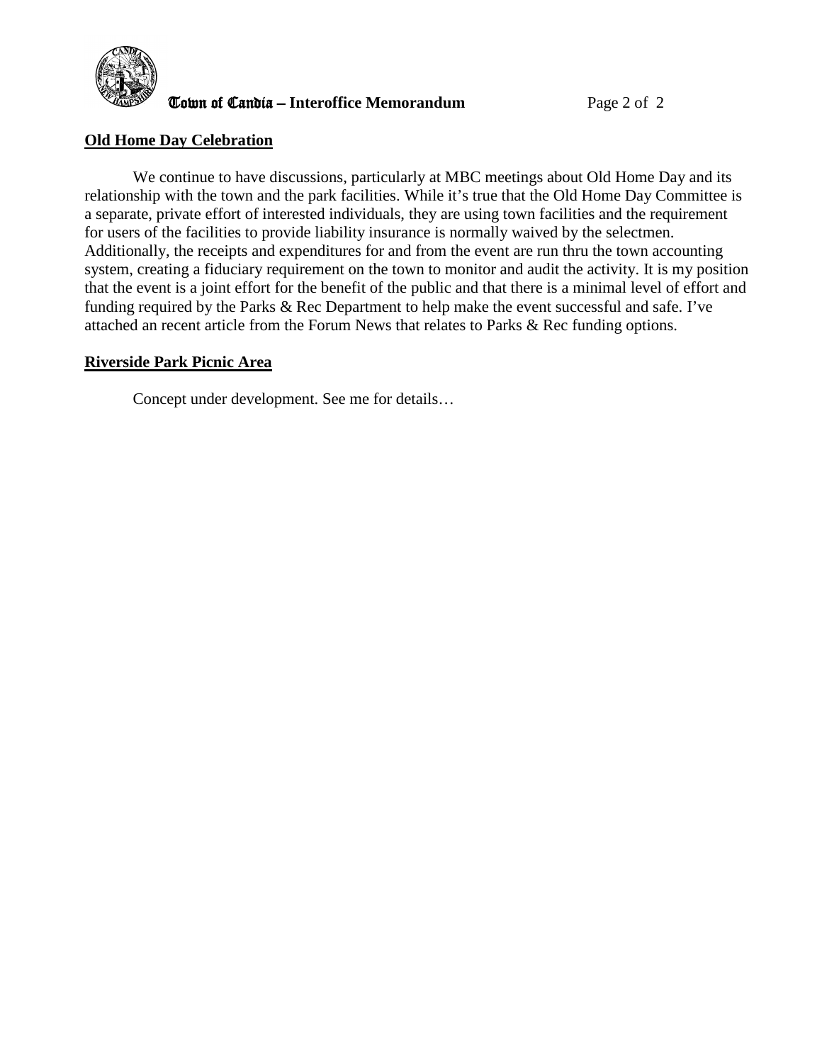## Old Home Day Celebration

We continue to have discussions, particularly at MBC meetings about Old Home Day and its relationship with the town and the park facilities. While it's true that the Old Home Day Committee is a separate, private effort of interested individuals, they are using town facilities and the requirement for users of the facilities to provide liability insurance is normally waived by the selectmen. Additionally, the receipts and expenditures for and from the event are run thru the town accounting system, creating a fiduciary requirement on the town to monitor and audit the activity. It is my position that the event is a joint effort for the benefit of the public and that there is a minimal level of effort and funding required by the Parks & Rec Department to help make the event successful and safe. I've attached an recent article from the Forum News that relates to Parks & Rec funding options.

## Riverside Park Picnic Area

Concept under development. See me for details…